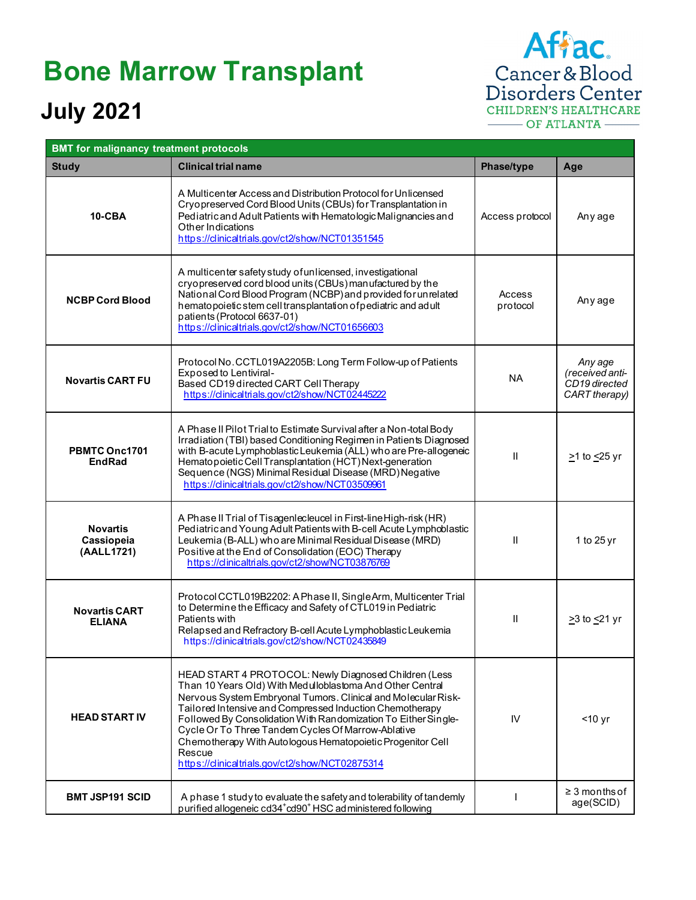# Bone Marrow Transplant

## July 2021

Aflac Cancer & Blood Disorders Center
CHILDREN'S HEALTHCARE OF ATLANTA

| BMT for malignancy treatment protocols | | | |
|---|---|---|---|
| **Study** | **Clinical trial name** | **Phase/type** | **Age** |
| **10-CBA** | A Multicenter Access and Distribution Protocol for Unlicensed Cryopreserved Cord Blood Units (CBUs) for Transplantation in Pediatric and Adult Patients with Hematologic Malignancies and Other Indications https://clinicaltrials.gov/ct2/show/NCT01351545 | Access protocol | Any age |
| **NCBP Cord Blood** | A multicenter safety study of unlicensed, investigational cryopreserved cord blood units (CBUs) manufactured by the National Cord Blood Program (NCBP) and provided for unrelated hematopoietic stem cell transplantation of pediatric and adult patients (Protocol 6637-01) https://clinicaltrials.gov/ct2/show/NCT01656603 | Access protocol | Any age |
| **Novartis CART FU** | Protocol No. CCTL019A2205B: Long Term Follow-up of Patients Exposed to Lentiviral-Based CD19 directed CART Cell Therapy https://clinicaltrials.gov/ct2/show/NCT02445222 | NA | *Any age (received anti-CD19 directed CART therapy)* |
| **PBMTC Onc1701 EndRad** | A Phase II Pilot Trial to Estimate Survival after a Non-total Body Irradiation (TBI) based Conditioning Regimen in Patients Diagnosed with B-acute Lymphoblastic Leukemia (ALL) who are Pre-allogeneic Hematopoietic Cell Transplantation (HCT) Next-generation Sequence (NGS) Minimal Residual Disease (MRD) Negative https://clinicaltrials.gov/ct2/show/NCT03509961 | II | $\geq$1 to $\leq$25 yr |
| **Novartis Cassiopeia (AALL1721)** | A Phase II Trial of Tisagenlecleucel in First-line High-risk (HR) Pediatric and Young Adult Patients with B-cell Acute Lymphoblastic Leukemia (B-ALL) who are Minimal Residual Disease (MRD) Positive at the End of Consolidation (EOC) Therapy https://clinicaltrials.gov/ct2/show/NCT03876769 | II | 1 to 25 yr |
| **Novartis CART ELIANA** | Protocol CCTL019B2202: A Phase II, Single Arm, Multicenter Trial to Determine the Efficacy and Safety of CTL019 in Pediatric Patients with Relapsed and Refractory B-cell Acute Lymphoblastic Leukemia https://clinicaltrials.gov/ct2/show/NCT02435849 | II | $\geq$3 to $\leq$21 yr |
| **HEAD START IV** | HEAD START 4 PROTOCOL: Newly Diagnosed Children (Less Than 10 Years Old) With Medulloblastoma And Other Central Nervous System Embryonal Tumors. Clinical and Molecular Risk-Tailored Intensive and Compressed Induction Chemotherapy Followed By Consolidation With Randomization To Either Single-Cycle Or To Three Tandem Cycles Of Marrow-Ablative Chemotherapy With Autologous Hematopoietic Progenitor Cell Rescue https://clinicaltrials.gov/ct2/show/NCT02875314 | IV | <10 yr |
| **BMT JSP191 SCID** | A phase 1 study to evaluate the safety and tolerability of tandemly purified allogeneic cd34$^{+}$cd90$^{+}$ HSC administered following | I | ≥ 3 months of age(SCID) |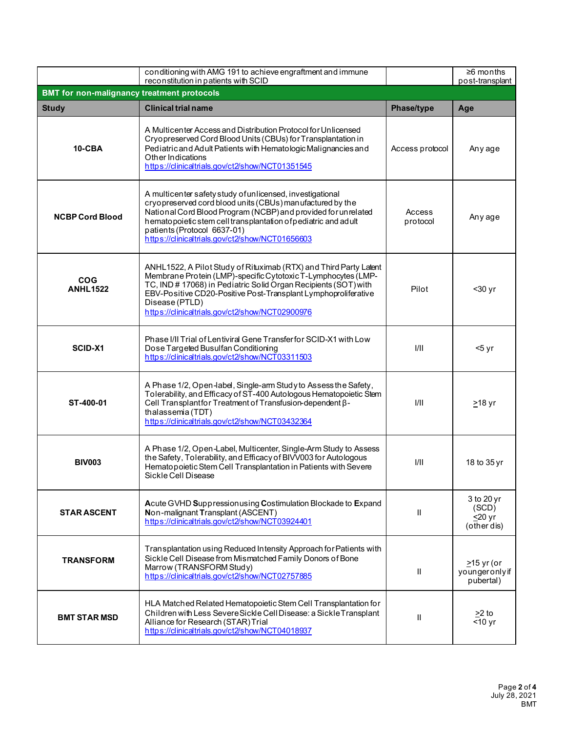| | conditioning with AMG 191 to achieve engraftment and immune reconstitution in patients with SCID | | ≥6 months post-transplant |
|---|---|---|---|

**BMT for non-malignancy treatment protocols**

| Study | Clinical trial name | Phase/type | Age |
|---|---|---|---|
| **10-CBA** | A Multicenter Access and Distribution Protocol for Unlicensed Cryopreserved Cord Blood Units (CBUs) for Transplantation in Pediatric and Adult Patients with Hematologic Malignancies and Other Indications https://clinicaltrials.gov/ct2/show/NCT01351545 | Access protocol | Any age |
| **NCBP Cord Blood** | A multicenter safety study of unlicensed, investigational cryopreserved cord blood units (CBUs) manufactured by the National Cord Blood Program (NCBP) and provided for unrelated hematopoietic stem cell transplantation of pediatric and adult patients (Protocol 6637-01) https://clinicaltrials.gov/ct2/show/NCT01656603 | Access protocol | Any age |
| **COG ANHL1522** | ANHL1522, A Pilot Study of Rituximab (RTX) and Third Party Latent Membrane Protein (LMP)-specific Cytotoxic T-Lymphocytes (LMP-TC, IND # 17068) in Pediatric Solid Organ Recipients (SOT) with EBV-Positive CD20-Positive Post-Transplant Lymphoproliferative Disease (PTLD) https://clinicaltrials.gov/ct2/show/NCT02900976 | Pilot | <30 yr |
| **SCID-X1** | Phase I/II Trial of Lentiviral Gene Transfer for SCID-X1 with Low Dose Targeted Busulfan Conditioning https://clinicaltrials.gov/ct2/show/NCT03311503 | I/II | <5 yr |
| **ST-400-01** | A Phase 1/2, Open-label, Single-arm Study to Assess the Safety, Tolerability, and Efficacy of ST-400 Autologous Hematopoietic Stem Cell Transplant for Treatment of Transfusion-dependent β-thalassemia (TDT) https://clinicaltrials.gov/ct2/show/NCT03432364 | I/II | ≥18 yr |
| **BIV003** | A Phase 1/2, Open-Label, Multicenter, Single-Arm Study to Assess the Safety, Tolerability, and Efficacy of BIVV003 for Autologous Hematopoietic Stem Cell Transplantation in Patients with Severe Sickle Cell Disease | I/II | 18 to 35 yr |
| **STAR ASCENT** | **A**cute GVHD **S**uppression using **C**ostimulation Blockade to **E**xpand **N**on-malignant **T**ransplant (ASCENT) https://clinicaltrials.gov/ct2/show/NCT03924401 | II | 3 to 20 yr (SCD) ≤20 yr (other dis) |
| **TRANSFORM** | Transplantation using Reduced Intensity Approach for Patients with Sickle Cell Disease from Mismatched Family Donors of Bone Marrow (TRANSFORM Study) https://clinicaltrials.gov/ct2/show/NCT02757885 | II | ≥15 yr (or younger only if pubertal) |
| **BMT STAR MSD** | HLA Matched Related Hematopoietic Stem Cell Transplantation for Children with Less Severe Sickle Cell Disease: a Sickle Transplant Alliance for Research (STAR) Trial https://clinicaltrials.gov/ct2/show/NCT04018937 | II | ≥2 to <10 yr |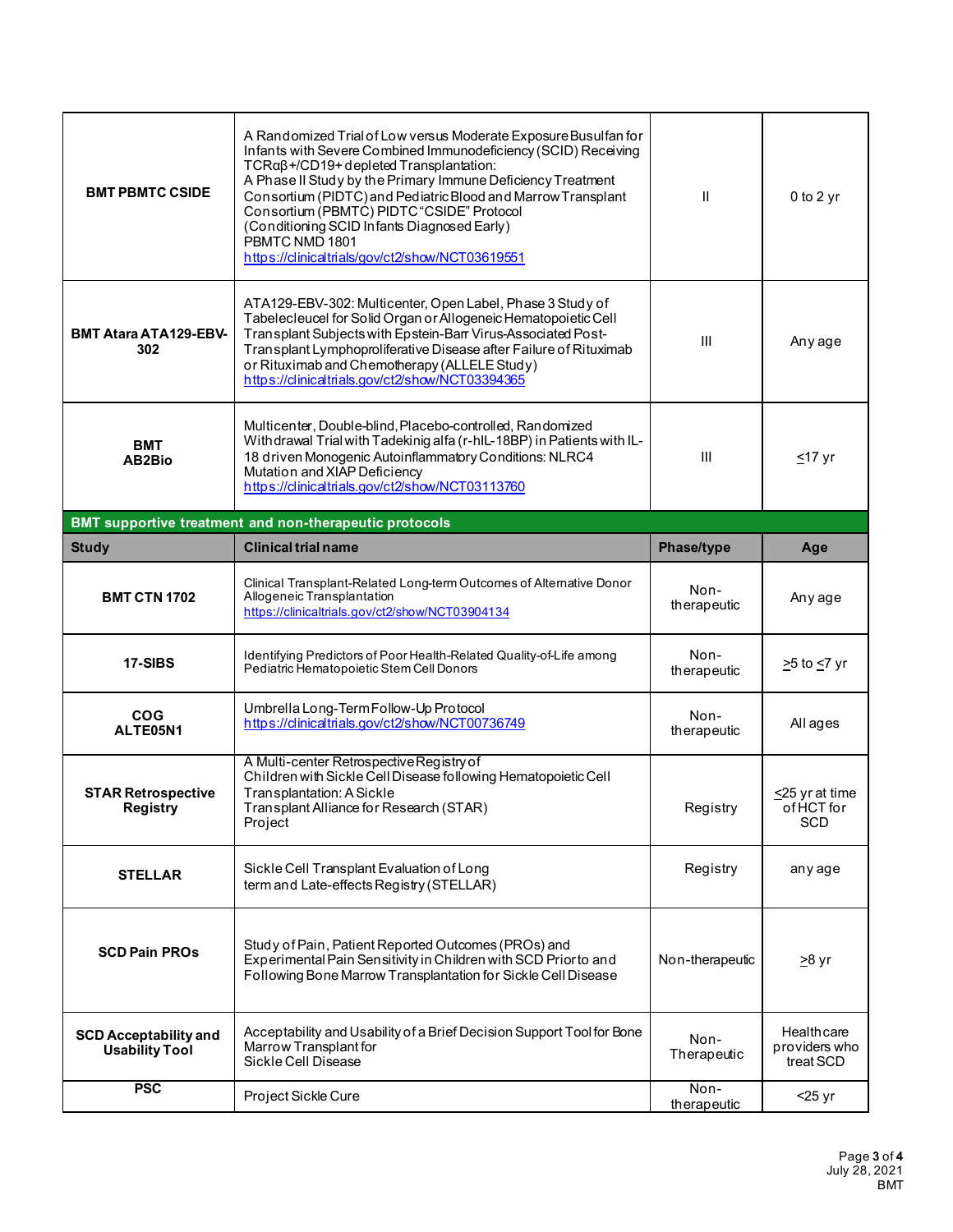| | | | |
|---|---|---|---|
| **BMT PBMTC CSIDE** | A Randomized Trial of Low versus Moderate Exposure Busulfan for Infants with Severe Combined Immunodeficiency (SCID) Receiving TCRαβ+/CD19+ depleted Transplantation: A Phase II Study by the Primary Immune Deficiency Treatment Consortium (PIDTC) and Pediatric Blood and Marrow Transplant Consortium (PBMTC) PIDTC "CSIDE" Protocol (Conditioning SCID Infants Diagnosed Early) PBMTC NMD 1801 https://clinicaltrials.gov/ct2/show/NCT03619551 | II | 0 to 2 yr |
| **BMT Atara ATA129-EBV-302** | ATA129-EBV-302: Multicenter, Open Label, Phase 3 Study of Tabelecleucel for Solid Organ or Allogeneic Hematopoietic Cell Transplant Subjects with Epstein-Barr Virus-Associated Post-Transplant Lymphoproliferative Disease after Failure of Rituximab or Rituximab and Chemotherapy (ALLELE Study) https://clinicaltrials.gov/ct2/show/NCT03394365 | III | Any age |
| **BMT AB2Bio** | Multicenter, Double-blind, Placebo-controlled, Randomized Withdrawal Trial with Tadekinig alfa (r-hIL-18BP) in Patients with IL-18 driven Monogenic Autoinflammatory Conditions: NLRC4 Mutation and XIAP Deficiency https://clinicaltrials.gov/ct2/show/NCT03113760 | III | ≤17 yr |
| **BMT supportive treatment and non-therapeutic protocols** | | | |
| **Study** | **Clinical trial name** | **Phase/type** | **Age** |
| **BMT CTN 1702** | Clinical Transplant-Related Long-term Outcomes of Alternative Donor Allogeneic Transplantation https://clinicaltrials.gov/ct2/show/NCT03904134 | Non-therapeutic | Any age |
| **17-SIBS** | Identifying Predictors of Poor Health-Related Quality-of-Life among Pediatric Hematopoietic Stem Cell Donors | Non-therapeutic | ≥5 to ≤7 yr |
| **COG ALTE05N1** | Umbrella Long-Term Follow-Up Protocol https://clinicaltrials.gov/ct2/show/NCT00736749 | Non-therapeutic | All ages |
| **STAR Retrospective Registry** | A Multi-center Retrospective Registry of Children with Sickle Cell Disease following Hematopoietic Cell Transplantation: A Sickle Transplant Alliance for Research (STAR) Project | Registry | ≤25 yr at time of HCT for SCD |
| **STELLAR** | Sickle Cell Transplant Evaluation of Long term and Late-effects Registry (STELLAR) | Registry | any age |
| **SCD Pain PROs** | Study of Pain, Patient Reported Outcomes (PROs) and Experimental Pain Sensitivity in Children with SCD Prior to and Following Bone Marrow Transplantation for Sickle Cell Disease | Non-therapeutic | ≥8 yr |
| **SCD Acceptability and Usability Tool** | Acceptability and Usability of a Brief Decision Support Tool for Bone Marrow Transplant for Sickle Cell Disease | Non-Therapeutic | Healthcare providers who treat SCD |
| **PSC** | Project Sickle Cure | Non-therapeutic | <25 yr |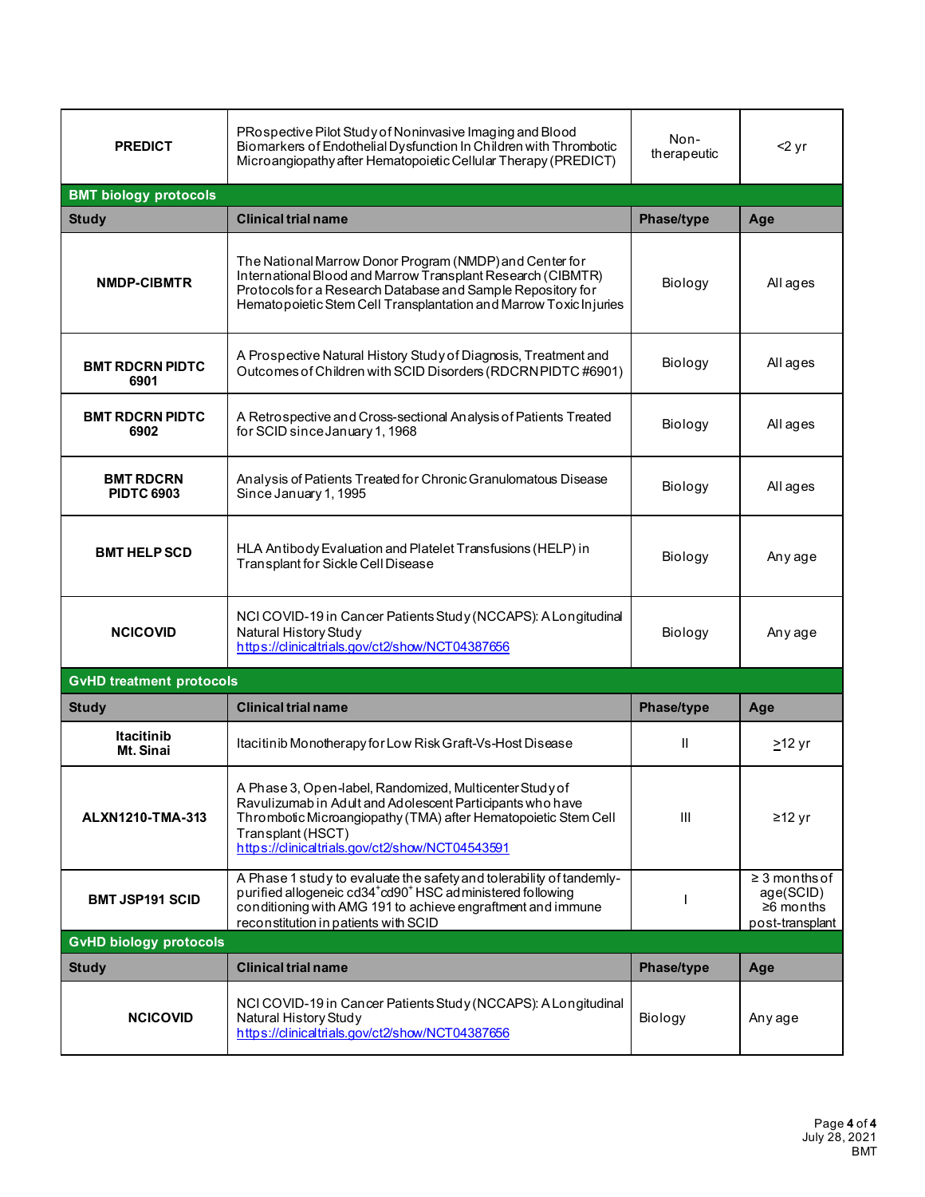| | | | |
|---|---|---|---|
| **PREDICT** | PRospective Pilot Study of Noninvasive Imaging and Blood Biomarkers of Endothelial Dysfunction In Children with Thrombotic Microangiopathy after Hematopoietic Cellular Therapy (PREDICT) | Non-therapeutic | <2 yr |

**BMT biology protocols**

| Study | Clinical trial name | Phase/type | Age |
|---|---|---|---|
| **NMDP-CIBMTR** | The National Marrow Donor Program (NMDP) and Center for International Blood and Marrow Transplant Research (CIBMTR) Protocols for a Research Database and Sample Repository for Hematopoietic Stem Cell Transplantation and Marrow Toxic Injuries | Biology | All ages |
| **BMT RDCRN PIDTC 6901** | A Prospective Natural History Study of Diagnosis, Treatment and Outcomes of Children with SCID Disorders (RDCRN PIDTC #6901) | Biology | All ages |
| **BMT RDCRN PIDTC 6902** | A Retrospective and Cross-sectional Analysis of Patients Treated for SCID since January 1, 1968 | Biology | All ages |
| **BMT RDCRN PIDTC 6903** | Analysis of Patients Treated for Chronic Granulomatous Disease Since January 1, 1995 | Biology | All ages |
| **BMT HELP SCD** | HLA Antibody Evaluation and Platelet Transfusions (HELP) in Transplant for Sickle Cell Disease | Biology | Any age |
| **NCICOVID** | NCI COVID-19 in Cancer Patients Study (NCCAPS): A Longitudinal Natural History Study https://clinicaltrials.gov/ct2/show/NCT04387656 | Biology | Any age |

**GvHD treatment protocols**

| Study | Clinical trial name | Phase/type | Age |
|---|---|---|---|
| **Itacitinib Mt. Sinai** | Itacitinib Monotherapy for Low Risk Graft-Vs-Host Disease | II | ≥12 yr |
| **ALXN1210-TMA-313** | A Phase 3, Open-label, Randomized, Multicenter Study of Ravulizumab in Adult and Adolescent Participants who have Thrombotic Microangiopathy (TMA) after Hematopoietic Stem Cell Transplant (HSCT) https://clinicaltrials.gov/ct2/show/NCT04543591 | III | ≥12 yr |
| **BMT JSP191 SCID** | A Phase 1 study to evaluate the safety and tolerability of tandemly-purified allogeneic cd34[+]cd90[+] HSC administered following conditioning with AMG 191 to achieve engraftment and immune reconstitution in patients with SCID | I | ≥ 3 months of age (SCID) ≥6 months post-transplant |

**GvHD biology protocols**

| Study | Clinical trial name | Phase/type | Age |
|---|---|---|---|
| **NCICOVID** | NCI COVID-19 in Cancer Patients Study (NCCAPS): A Longitudinal Natural History Study https://clinicaltrials.gov/ct2/show/NCT04387656 | Biology | Any age |

July 28, 2021
BMT